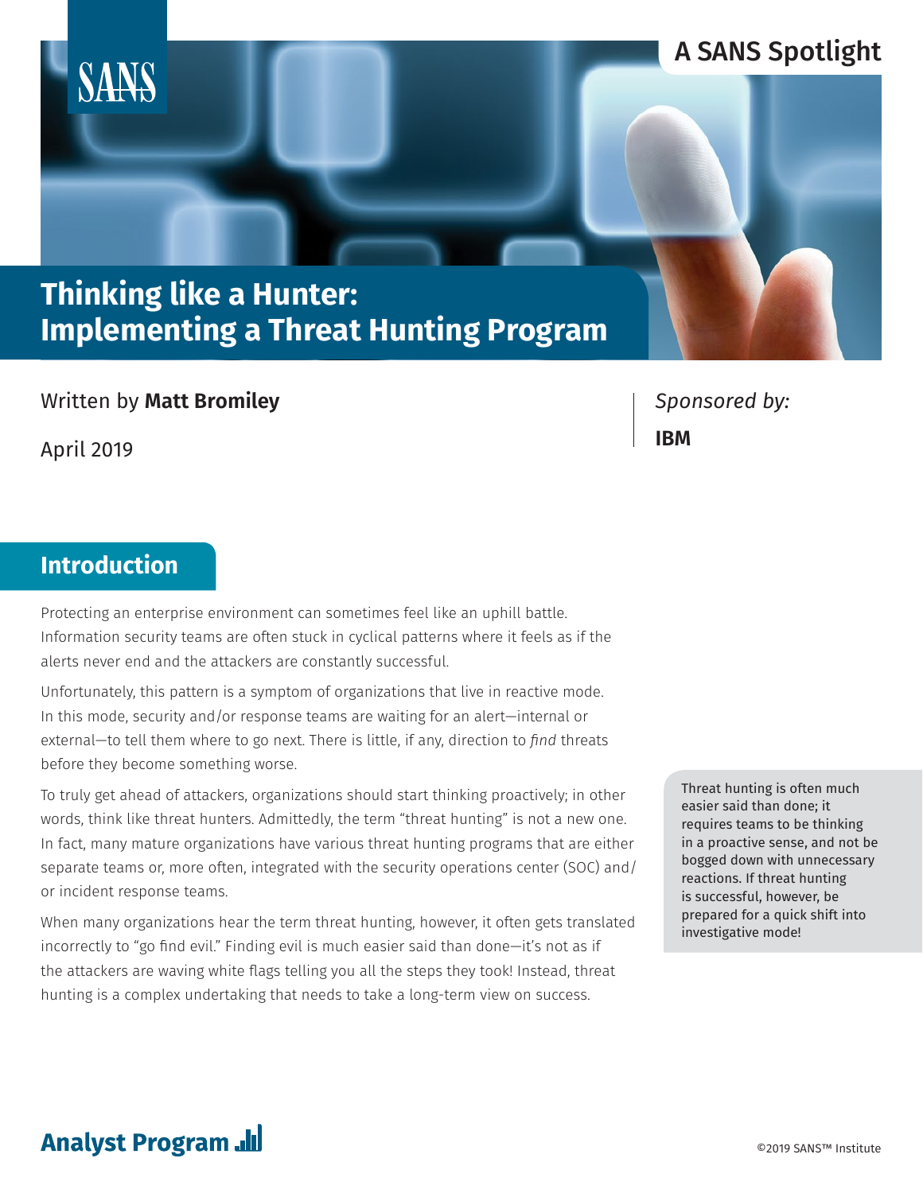SANS

A SANS Spotlight

# Thinking like a Hunter: Implementing a Threat Hunting Program

Written by **Matt Bromiley**

April 2019

*Sponsored by:*

**IBM**

## Introduction

Protecting an enterprise environment can sometimes feel like an uphill battle. Information security teams are often stuck in cyclical patterns where it feels as if the alerts never end and the attackers are constantly successful.

Unfortunately, this pattern is a symptom of organizations that live in reactive mode. In this mode, security and/or response teams are waiting for an alert—internal or external—to tell them where to go next. There is little, if any, direction to *find* threats before they become something worse.

To truly get ahead of attackers, organizations should start thinking proactively; in other words, think like threat hunters. Admittedly, the term "threat hunting" is not a new one. In fact, many mature organizations have various threat hunting programs that are either separate teams or, more often, integrated with the security operations center (SOC) and/or incident response teams.

When many organizations hear the term threat hunting, however, it often gets translated incorrectly to "go find evil." Finding evil is much easier said than done—it's not as if the attackers are waving white flags telling you all the steps they took! Instead, threat hunting is a complex undertaking that needs to take a long-term view on success.

Threat hunting is often much easier said than done; it requires teams to be thinking in a proactive sense, and not be bogged down with unnecessary reactions. If threat hunting is successful, however, be prepared for a quick shift into investigative mode!

Analyst Program

©2019 SANS™ Institute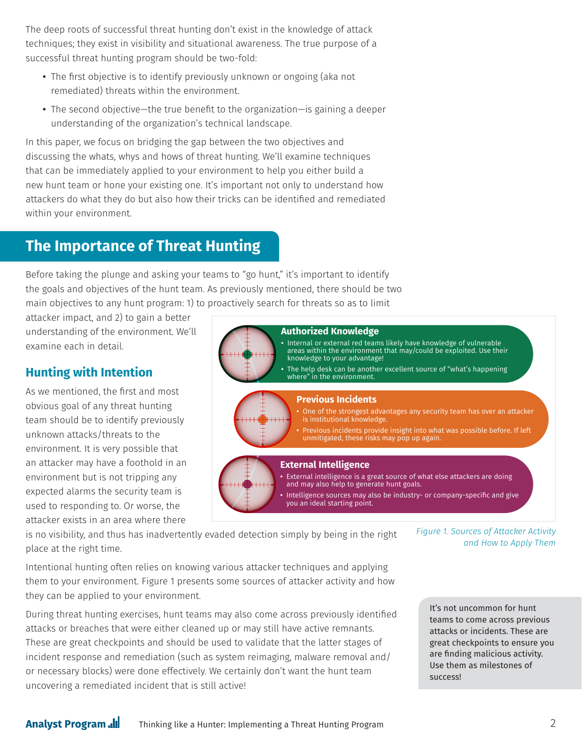The deep roots of successful threat hunting don't exist in the knowledge of attack techniques; they exist in visibility and situational awareness. The true purpose of a successful threat hunting program should be two-fold:

- The first objective is to identify previously unknown or ongoing (aka not remediated) threats within the environment.
- The second objective—the true benefit to the organization—is gaining a deeper understanding of the organization's technical landscape.

In this paper, we focus on bridging the gap between the two objectives and discussing the whats, whys and hows of threat hunting. We'll examine techniques that can be immediately applied to your environment to help you either build a new hunt team or hone your existing one. It's important not only to understand how attackers do what they do but also how their tricks can be identified and remediated within your environment.

## The Importance of Threat Hunting

Before taking the plunge and asking your teams to "go hunt," it's important to identify the goals and objectives of the hunt team. As previously mentioned, there should be two main objectives to any hunt program: 1) to proactively search for threats so as to limit attacker impact, and 2) to gain a better understanding of the environment. We'll examine each in detail.

### Hunting with Intention

As we mentioned, the first and most obvious goal of any threat hunting team should be to identify previously unknown attacks/threats to the environment. It is very possible that an attacker may have a foothold in an environment but is not tripping any expected alarms the security team is used to responding to. Or worse, the attacker exists in an area where there is no visibility, and thus has inadvertently evaded detection simply by being in the right place at the right time.

**Authorized Knowledge**

- Internal or external red teams likely have knowledge of vulnerable areas within the environment that may/could be exploited. Use their knowledge to your advantage!
- The help desk can be another excellent source of "what's happening where" in the environment.

**Previous Incidents**

- One of the strongest advantages any security team has over an attacker is institutional knowledge.
- Previous incidents provide insight into what was possible before. If left unmitigated, these risks may pop up again.

**External Intelligence**

- External intelligence is a great source of what else attackers are doing and may also help to generate hunt goals.
- Intelligence sources may also be industry- or company-specific and give you an ideal starting point.

*Figure 1. Sources of Attacker Activity and How to Apply Them*

Intentional hunting often relies on knowing various attacker techniques and applying them to your environment. Figure 1 presents some sources of attacker activity and how they can be applied to your environment.

During threat hunting exercises, hunt teams may also come across previously identified attacks or breaches that were either cleaned up or may still have active remnants. These are great checkpoints and should be used to validate that the latter stages of incident response and remediation (such as system reimaging, malware removal and/or necessary blocks) were done effectively. We certainly don't want the hunt team uncovering a remediated incident that is still active!

> It's not uncommon for hunt teams to come across previous attacks or incidents. These are great checkpoints to ensure you are finding malicious activity. Use them as milestones of success!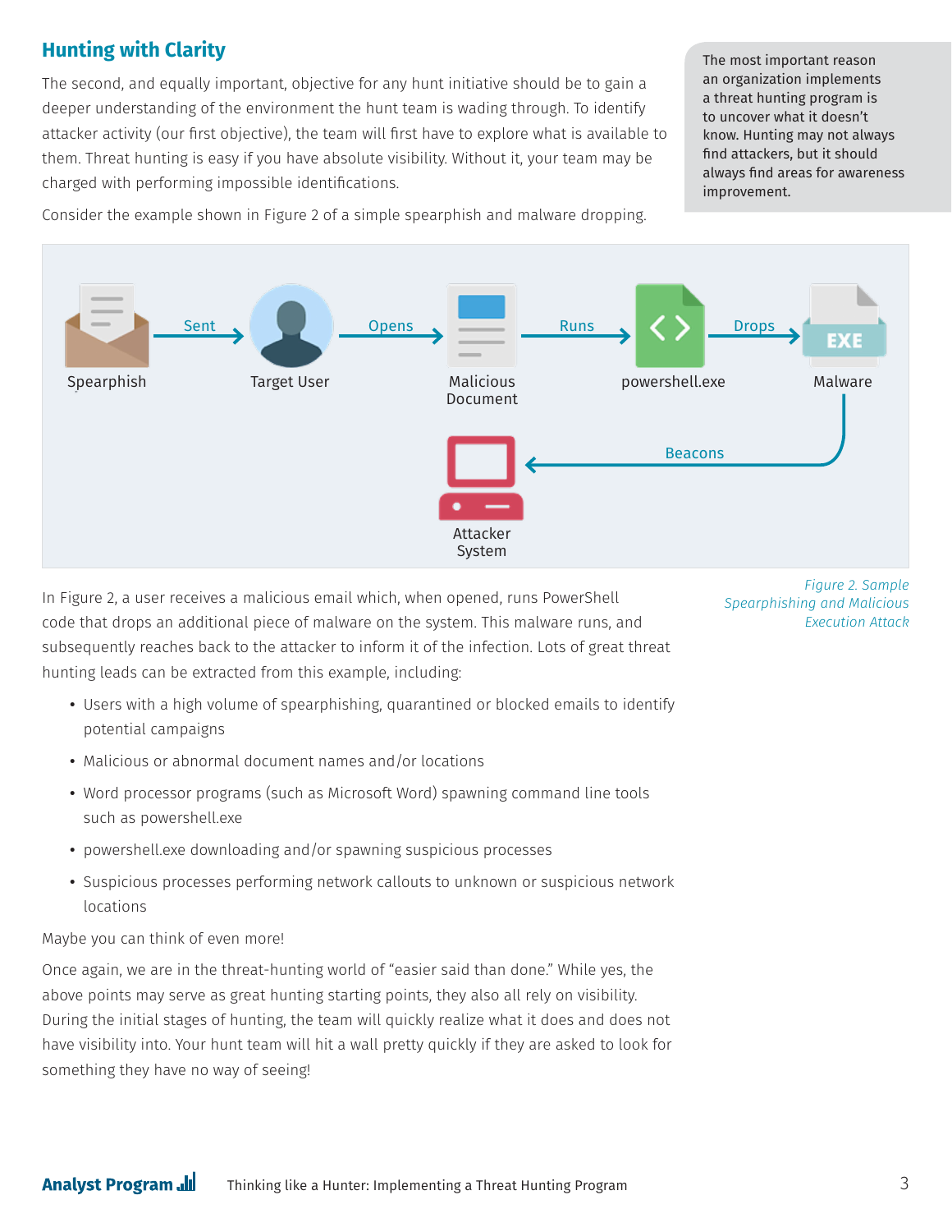## Hunting with Clarity

The second, and equally important, objective for any hunt initiative should be to gain a deeper understanding of the environment the hunt team is wading through. To identify attacker activity (our first objective), the team will first have to explore what is available to them. Threat hunting is easy if you have absolute visibility. Without it, your team may be charged with performing impossible identifications.

> The most important reason an organization implements a threat hunting program is to uncover what it doesn't know. Hunting may not always find attackers, but it should always find areas for awareness improvement.

Consider the example shown in Figure 2 of a simple spearphish and malware dropping.

Spearphish → Sent → Target User → Opens → Malicious Document → Runs → powershell.exe → Drops → Malware → Beacons → Attacker System

*Figure 2. Sample Spearphishing and Malicious Execution Attack*

In Figure 2, a user receives a malicious email which, when opened, runs PowerShell code that drops an additional piece of malware on the system. This malware runs, and subsequently reaches back to the attacker to inform it of the infection. Lots of great threat hunting leads can be extracted from this example, including:

- Users with a high volume of spearphishing, quarantined or blocked emails to identify potential campaigns
- Malicious or abnormal document names and/or locations
- Word processor programs (such as Microsoft Word) spawning command line tools such as powershell.exe
- powershell.exe downloading and/or spawning suspicious processes
- Suspicious processes performing network callouts to unknown or suspicious network locations

Maybe you can think of even more!

Once again, we are in the threat-hunting world of "easier said than done." While yes, the above points may serve as great hunting starting points, they also all rely on visibility. During the initial stages of hunting, the team will quickly realize what it does and does not have visibility into. Your hunt team will hit a wall pretty quickly if they are asked to look for something they have no way of seeing!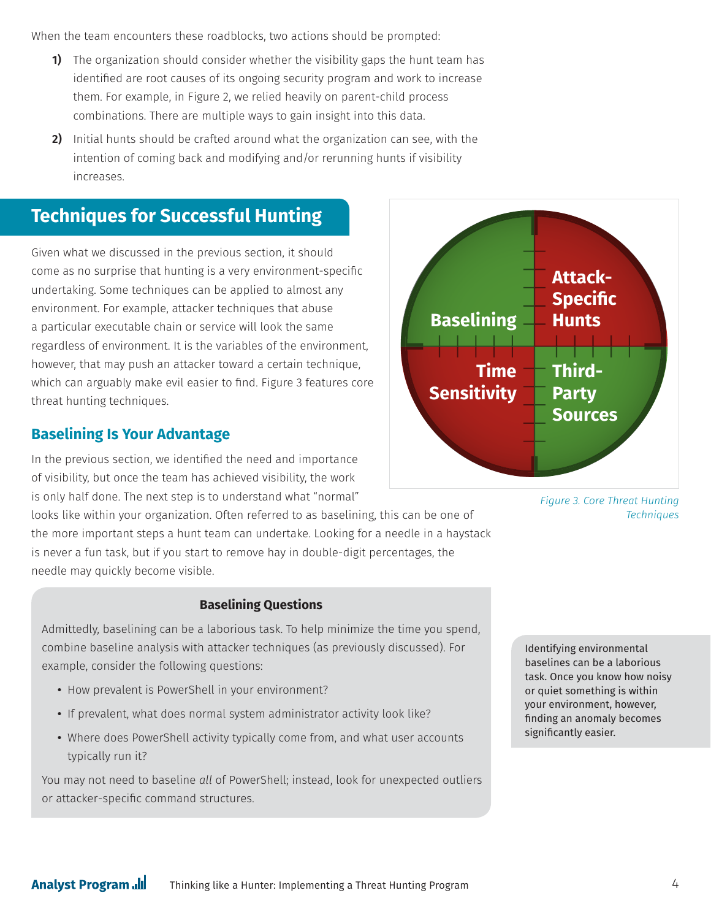When the team encounters these roadblocks, two actions should be prompted:

1) The organization should consider whether the visibility gaps the hunt team has identified are root causes of its ongoing security program and work to increase them. For example, in Figure 2, we relied heavily on parent-child process combinations. There are multiple ways to gain insight into this data.

2) Initial hunts should be crafted around what the organization can see, with the intention of coming back and modifying and/or rerunning hunts if visibility increases.

## Techniques for Successful Hunting

Given what we discussed in the previous section, it should come as no surprise that hunting is a very environment-specific undertaking. Some techniques can be applied to almost any environment. For example, attacker techniques that abuse a particular executable chain or service will look the same regardless of environment. It is the variables of the environment, however, that may push an attacker toward a certain technique, which can arguably make evil easier to find. Figure 3 features core threat hunting techniques.

Baselining | Attack-Specific Hunts | Time Sensitivity | Third-Party Sources

*Figure 3. Core Threat Hunting Techniques*

### Baselining Is Your Advantage

In the previous section, we identified the need and importance of visibility, but once the team has achieved visibility, the work is only half done. The next step is to understand what "normal" looks like within your organization. Often referred to as baselining, this can be one of the more important steps a hunt team can undertake. Looking for a needle in a haystack is never a fun task, but if you start to remove hay in double-digit percentages, the needle may quickly become visible.

> **Baselining Questions**
>
> Admittedly, baselining can be a laborious task. To help minimize the time you spend, combine baseline analysis with attacker techniques (as previously discussed). For example, consider the following questions:
>
> - How prevalent is PowerShell in your environment?
> - If prevalent, what does normal system administrator activity look like?
> - Where does PowerShell activity typically come from, and what user accounts typically run it?
>
> You may not need to baseline *all* of PowerShell; instead, look for unexpected outliers or attacker-specific command structures.

> Identifying environmental baselines can be a laborious task. Once you know how noisy or quiet something is within your environment, however, finding an anomaly becomes significantly easier.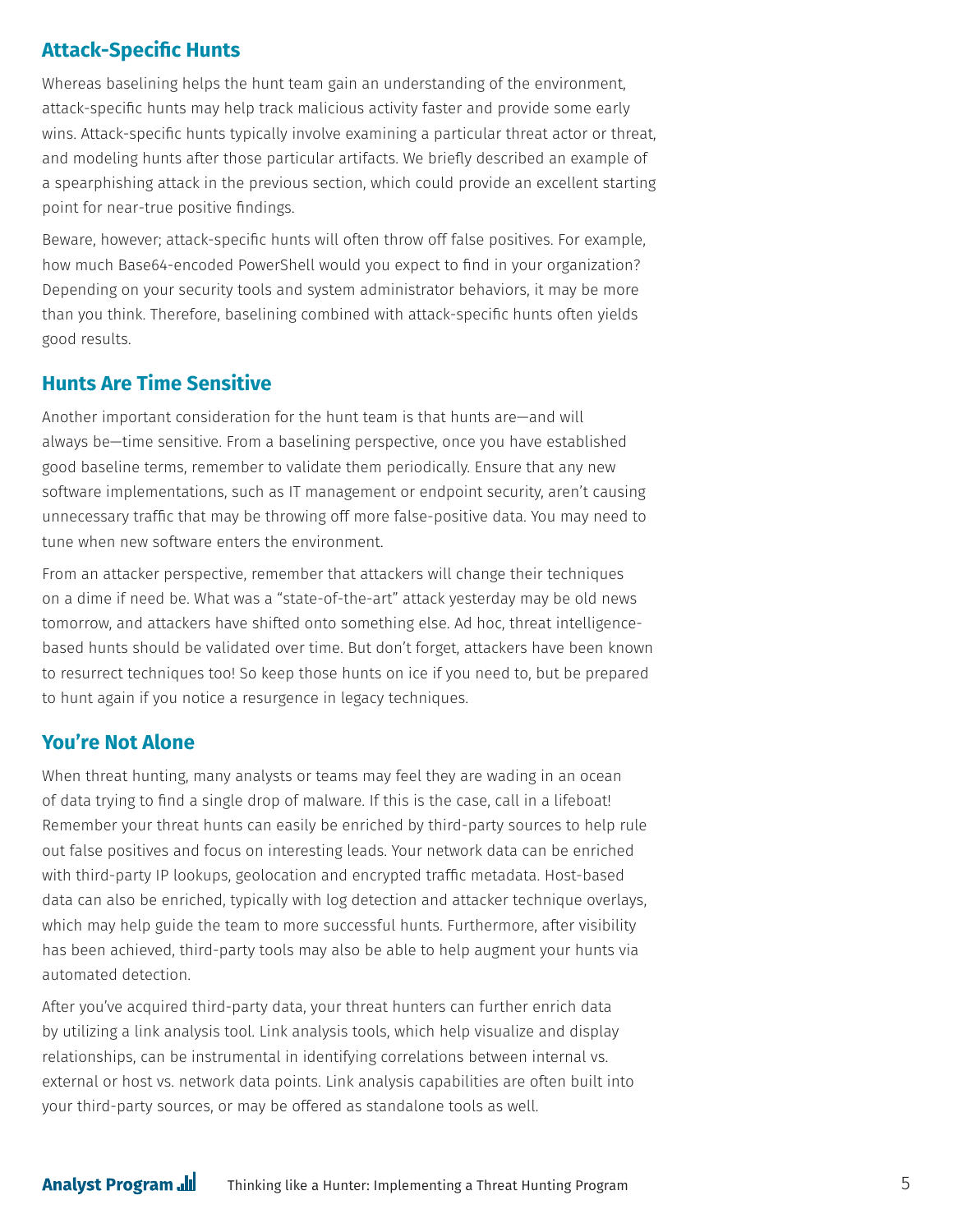## Attack-Specific Hunts

Whereas baselining helps the hunt team gain an understanding of the environment, attack-specific hunts may help track malicious activity faster and provide some early wins. Attack-specific hunts typically involve examining a particular threat actor or threat, and modeling hunts after those particular artifacts. We briefly described an example of a spearphishing attack in the previous section, which could provide an excellent starting point for near-true positive findings.

Beware, however; attack-specific hunts will often throw off false positives. For example, how much Base64-encoded PowerShell would you expect to find in your organization? Depending on your security tools and system administrator behaviors, it may be more than you think. Therefore, baselining combined with attack-specific hunts often yields good results.

## Hunts Are Time Sensitive

Another important consideration for the hunt team is that hunts are—and will always be—time sensitive. From a baselining perspective, once you have established good baseline terms, remember to validate them periodically. Ensure that any new software implementations, such as IT management or endpoint security, aren't causing unnecessary traffic that may be throwing off more false-positive data. You may need to tune when new software enters the environment.

From an attacker perspective, remember that attackers will change their techniques on a dime if need be. What was a "state-of-the-art" attack yesterday may be old news tomorrow, and attackers have shifted onto something else. Ad hoc, threat intelligence-based hunts should be validated over time. But don't forget, attackers have been known to resurrect techniques too! So keep those hunts on ice if you need to, but be prepared to hunt again if you notice a resurgence in legacy techniques.

## You're Not Alone

When threat hunting, many analysts or teams may feel they are wading in an ocean of data trying to find a single drop of malware. If this is the case, call in a lifeboat! Remember your threat hunts can easily be enriched by third-party sources to help rule out false positives and focus on interesting leads. Your network data can be enriched with third-party IP lookups, geolocation and encrypted traffic metadata. Host-based data can also be enriched, typically with log detection and attacker technique overlays, which may help guide the team to more successful hunts. Furthermore, after visibility has been achieved, third-party tools may also be able to help augment your hunts via automated detection.

After you've acquired third-party data, your threat hunters can further enrich data by utilizing a link analysis tool. Link analysis tools, which help visualize and display relationships, can be instrumental in identifying correlations between internal vs. external or host vs. network data points. Link analysis capabilities are often built into your third-party sources, or may be offered as standalone tools as well.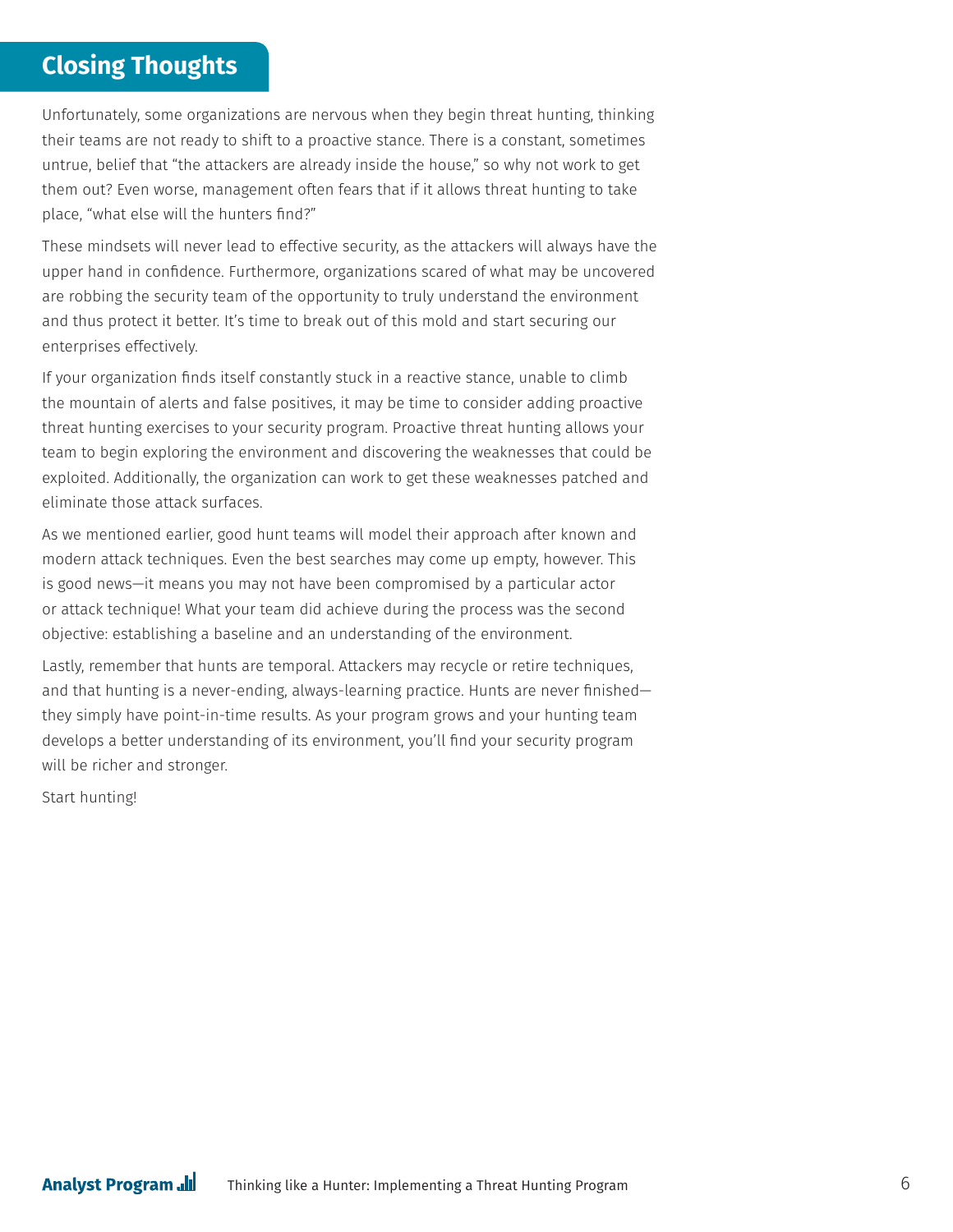## Closing Thoughts

Unfortunately, some organizations are nervous when they begin threat hunting, thinking their teams are not ready to shift to a proactive stance. There is a constant, sometimes untrue, belief that "the attackers are already inside the house," so why not work to get them out? Even worse, management often fears that if it allows threat hunting to take place, "what else will the hunters find?"

These mindsets will never lead to effective security, as the attackers will always have the upper hand in confidence. Furthermore, organizations scared of what may be uncovered are robbing the security team of the opportunity to truly understand the environment and thus protect it better. It's time to break out of this mold and start securing our enterprises effectively.

If your organization finds itself constantly stuck in a reactive stance, unable to climb the mountain of alerts and false positives, it may be time to consider adding proactive threat hunting exercises to your security program. Proactive threat hunting allows your team to begin exploring the environment and discovering the weaknesses that could be exploited. Additionally, the organization can work to get these weaknesses patched and eliminate those attack surfaces.

As we mentioned earlier, good hunt teams will model their approach after known and modern attack techniques. Even the best searches may come up empty, however. This is good news—it means you may not have been compromised by a particular actor or attack technique! What your team did achieve during the process was the second objective: establishing a baseline and an understanding of the environment.

Lastly, remember that hunts are temporal. Attackers may recycle or retire techniques, and that hunting is a never-ending, always-learning practice. Hunts are never finished—they simply have point-in-time results. As your program grows and your hunting team develops a better understanding of its environment, you'll find your security program will be richer and stronger.

Start hunting!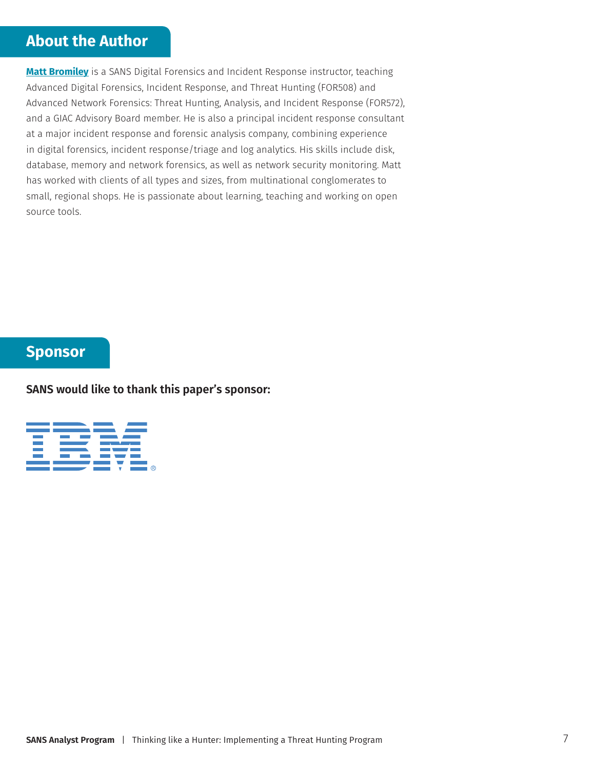## About the Author

**Matt Bromiley** is a SANS Digital Forensics and Incident Response instructor, teaching Advanced Digital Forensics, Incident Response, and Threat Hunting (FOR508) and Advanced Network Forensics: Threat Hunting, Analysis, and Incident Response (FOR572), and a GIAC Advisory Board member. He is also a principal incident response consultant at a major incident response and forensic analysis company, combining experience in digital forensics, incident response/triage and log analytics. His skills include disk, database, memory and network forensics, as well as network security monitoring. Matt has worked with clients of all types and sizes, from multinational conglomerates to small, regional shops. He is passionate about learning, teaching and working on open source tools.

## Sponsor

**SANS would like to thank this paper's sponsor:**

IBM®